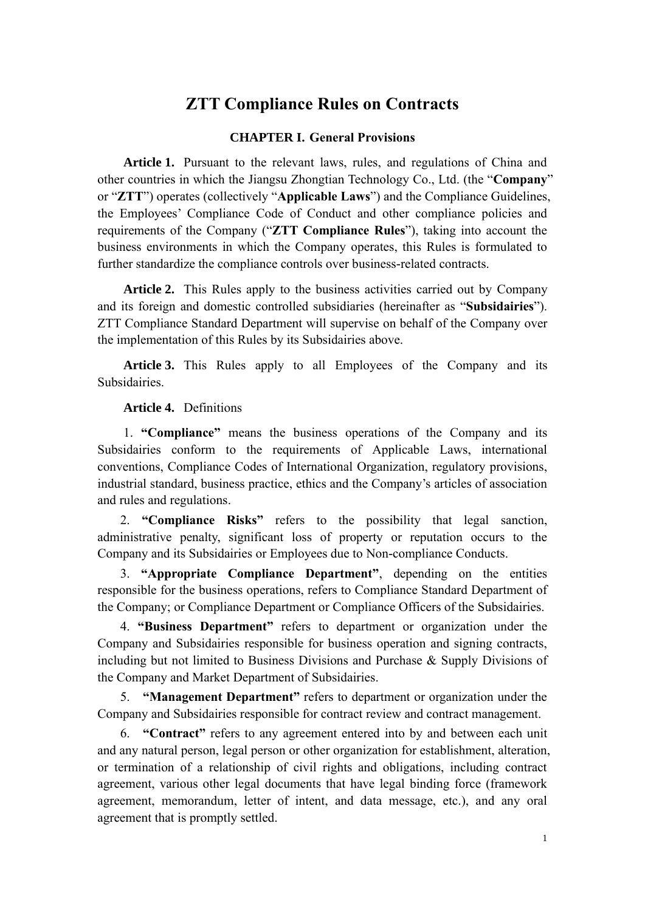# ZTT Compliance Rules on Contracts

## CHAPTER I. General Provisions

**Article 1.** Pursuant to the relevant laws, rules, and regulations of China and other countries in which the Jiangsu Zhongtian Technology Co., Ltd. (the "**Company**" or "**ZTT**") operates (collectively "**Applicable Laws**") and the Compliance Guidelines, the Employees' Compliance Code of Conduct and other compliance policies and requirements of the Company ("**ZTT Compliance Rules**"), taking into account the business environments in which the Company operates, this Rules is formulated to further standardize the compliance controls over business-related contracts.

**Article 2.** This Rules apply to the business activities carried out by Company and its foreign and domestic controlled subsidiaries (hereinafter as "**Subsidairies**"). ZTT Compliance Standard Department will supervise on behalf of the Company over the implementation of this Rules by its Subsidairies above.

**Article 3.** This Rules apply to all Employees of the Company and its Subsidairies.

**Article 4.** Definitions

1. **"Compliance"** means the business operations of the Company and its Subsidairies conform to the requirements of Applicable Laws, international conventions, Compliance Codes of International Organization, regulatory provisions, industrial standard, business practice, ethics and the Company's articles of association and rules and regulations.

2. **"Compliance Risks"** refers to the possibility that legal sanction, administrative penalty, significant loss of property or reputation occurs to the Company and its Subsidairies or Employees due to Non-compliance Conducts.

3. **"Appropriate Compliance Department"**, depending on the entities responsible for the business operations, refers to Compliance Standard Department of the Company; or Compliance Department or Compliance Officers of the Subsidairies.

4. **"Business Department"** refers to department or organization under the Company and Subsidairies responsible for business operation and signing contracts, including but not limited to Business Divisions and Purchase & Supply Divisions of the Company and Market Department of Subsidairies.

5. **"Management Department"** refers to department or organization under the Company and Subsidairies responsible for contract review and contract management.

6. **"Contract"** refers to any agreement entered into by and between each unit and any natural person, legal person or other organization for establishment, alteration, or termination of a relationship of civil rights and obligations, including contract agreement, various other legal documents that have legal binding force (framework agreement, memorandum, letter of intent, and data message, etc.), and any oral agreement that is promptly settled.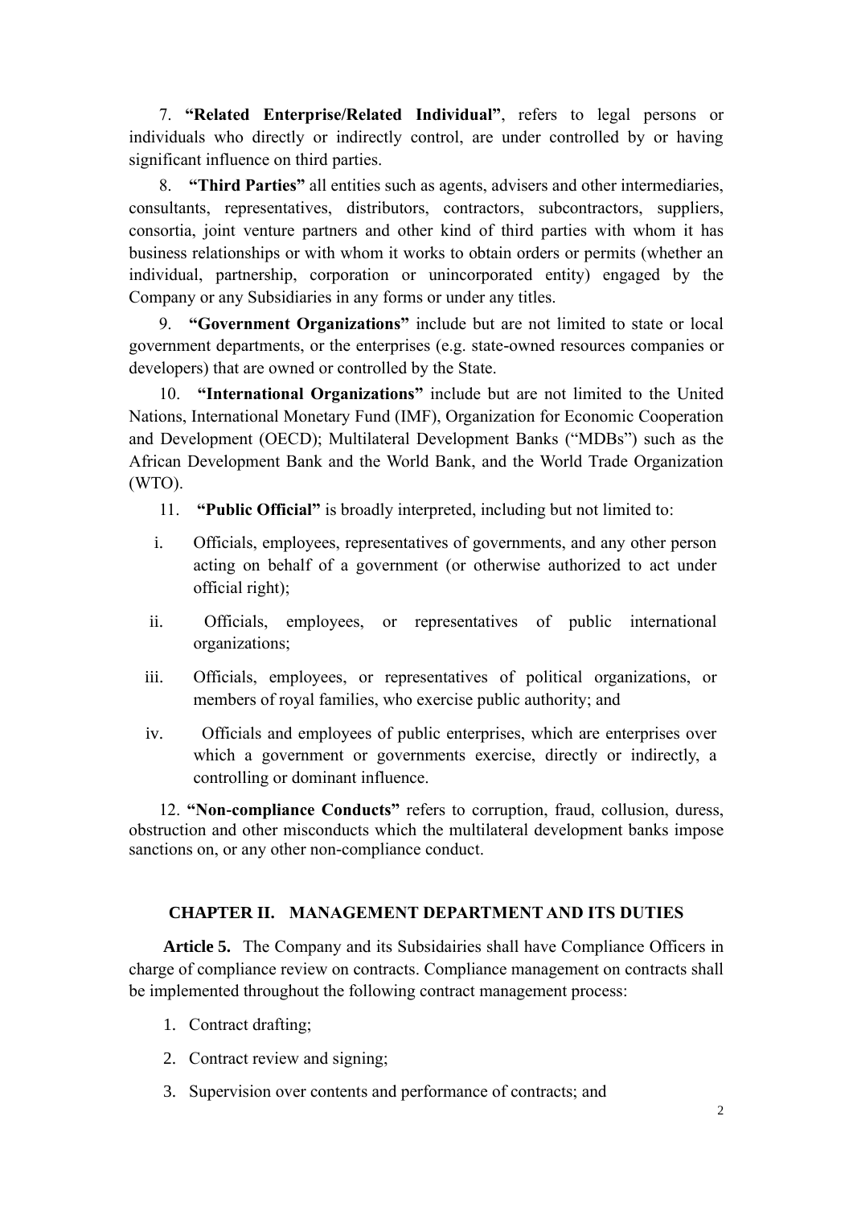7. **"Related Enterprise/Related Individual"**, refers to legal persons or individuals who directly or indirectly control, are under controlled by or having significant influence on third parties.

8. **"Third Parties"** all entities such as agents, advisers and other intermediaries, consultants, representatives, distributors, contractors, subcontractors, suppliers, consortia, joint venture partners and other kind of third parties with whom it has business relationships or with whom it works to obtain orders or permits (whether an individual, partnership, corporation or unincorporated entity) engaged by the Company or any Subsidiaries in any forms or under any titles.

9. **"Government Organizations"** include but are not limited to state or local government departments, or the enterprises (e.g. state-owned resources companies or developers) that are owned or controlled by the State.

10. **"International Organizations"** include but are not limited to the United Nations, International Monetary Fund (IMF), Organization for Economic Cooperation and Development (OECD); Multilateral Development Banks ("MDBs") such as the African Development Bank and the World Bank, and the World Trade Organization (WTO).

11. **"Public Official"** is broadly interpreted, including but not limited to:

i. Officials, employees, representatives of governments, and any other person acting on behalf of a government (or otherwise authorized to act under official right);

ii. Officials, employees, or representatives of public international organizations;

iii. Officials, employees, or representatives of political organizations, or members of royal families, who exercise public authority; and

iv. Officials and employees of public enterprises, which are enterprises over which a government or governments exercise, directly or indirectly, a controlling or dominant influence.

12. **"Non-compliance Conducts"** refers to corruption, fraud, collusion, duress, obstruction and other misconducts which the multilateral development banks impose sanctions on, or any other non-compliance conduct.

## CHAPTER II. MANAGEMENT DEPARTMENT AND ITS DUTIES

**Article 5.** The Company and its Subsidairies shall have Compliance Officers in charge of compliance review on contracts. Compliance management on contracts shall be implemented throughout the following contract management process:

1. Contract drafting;
2. Contract review and signing;
3. Supervision over contents and performance of contracts; and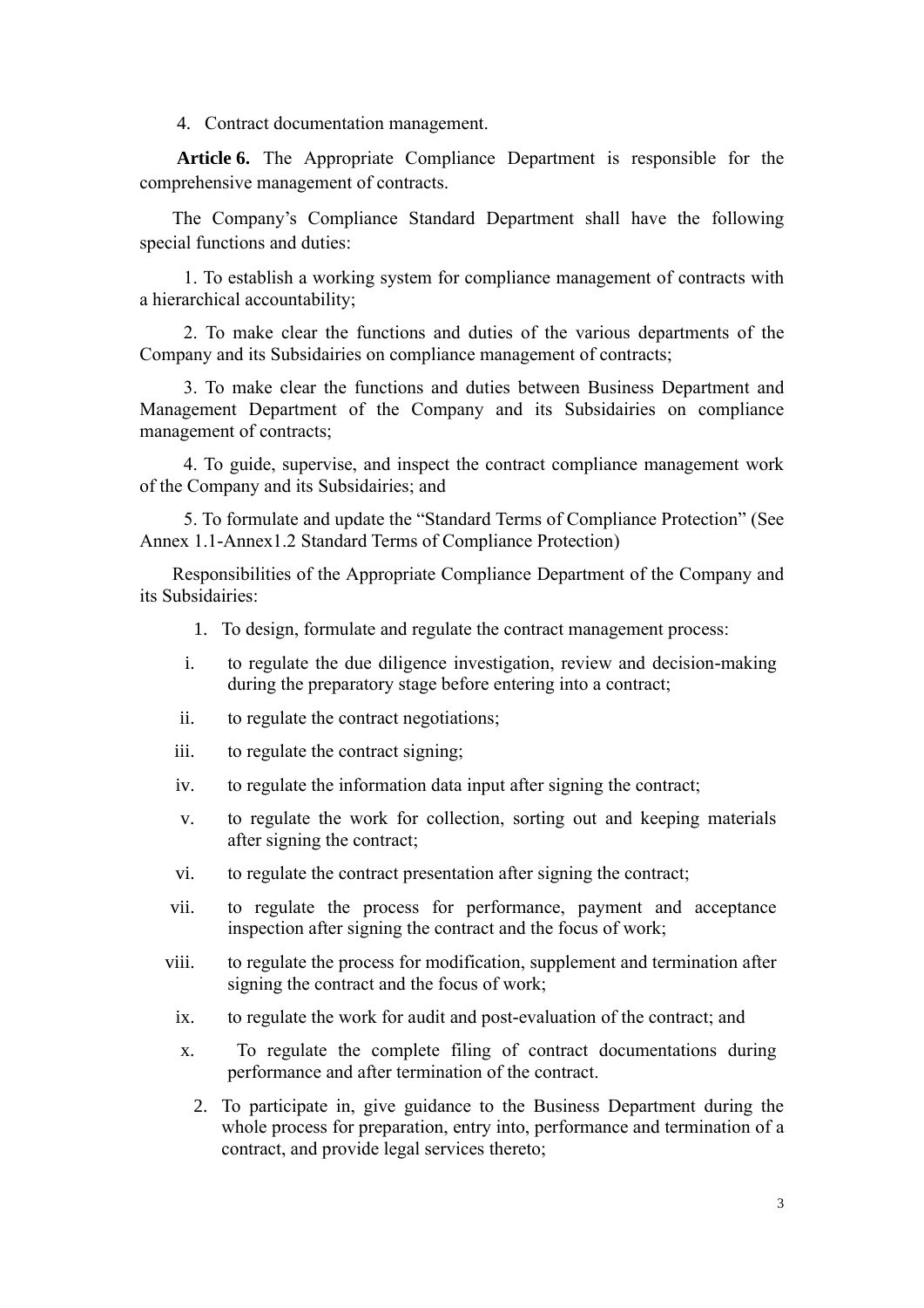4. Contract documentation management.

**Article 6.** The Appropriate Compliance Department is responsible for the comprehensive management of contracts.

The Company's Compliance Standard Department shall have the following special functions and duties:

1. To establish a working system for compliance management of contracts with a hierarchical accountability;

2. To make clear the functions and duties of the various departments of the Company and its Subsidairies on compliance management of contracts;

3. To make clear the functions and duties between Business Department and Management Department of the Company and its Subsidairies on compliance management of contracts;

4. To guide, supervise, and inspect the contract compliance management work of the Company and its Subsidairies; and

5. To formulate and update the "Standard Terms of Compliance Protection" (See Annex 1.1-Annex1.2 Standard Terms of Compliance Protection)

Responsibilities of the Appropriate Compliance Department of the Company and its Subsidairies:

1. To design, formulate and regulate the contract management process:

   i. to regulate the due diligence investigation, review and decision-making during the preparatory stage before entering into a contract;

   ii. to regulate the contract negotiations;

   iii. to regulate the contract signing;

   iv. to regulate the information data input after signing the contract;

   v. to regulate the work for collection, sorting out and keeping materials after signing the contract;

   vi. to regulate the contract presentation after signing the contract;

   vii. to regulate the process for performance, payment and acceptance inspection after signing the contract and the focus of work;

   viii. to regulate the process for modification, supplement and termination after signing the contract and the focus of work;

   ix. to regulate the work for audit and post-evaluation of the contract; and

   x. To regulate the complete filing of contract documentations during performance and after termination of the contract.

2. To participate in, give guidance to the Business Department during the whole process for preparation, entry into, performance and termination of a contract, and provide legal services thereto;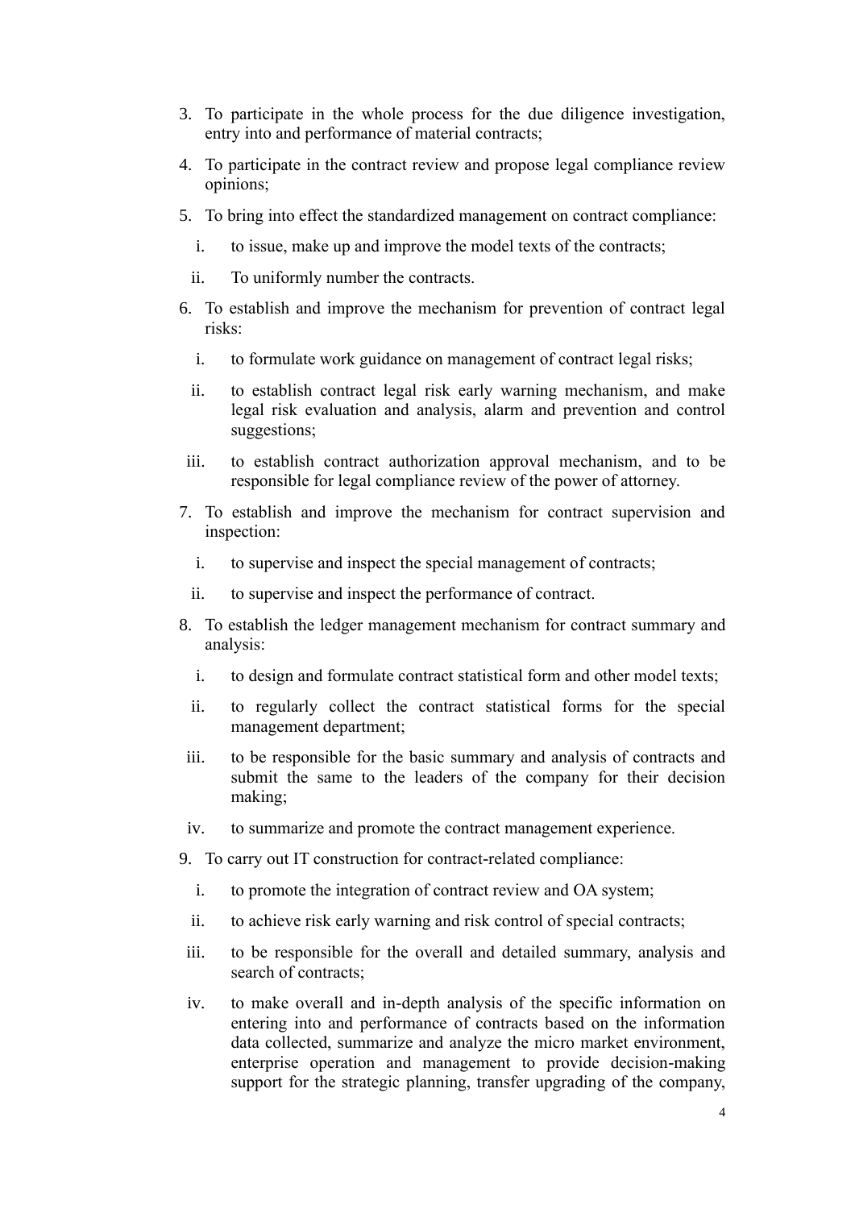3. To participate in the whole process for the due diligence investigation, entry into and performance of material contracts;
4. To participate in the contract review and propose legal compliance review opinions;
5. To bring into effect the standardized management on contract compliance:
   1. to issue, make up and improve the model texts of the contracts;
   2. To uniformly number the contracts.
6. To establish and improve the mechanism for prevention of contract legal risks:
   1. to formulate work guidance on management of contract legal risks;
   2. to establish contract legal risk early warning mechanism, and make legal risk evaluation and analysis, alarm and prevention and control suggestions;
   3. to establish contract authorization approval mechanism, and to be responsible for legal compliance review of the power of attorney.
7. To establish and improve the mechanism for contract supervision and inspection:
   1. to supervise and inspect the special management of contracts;
   2. to supervise and inspect the performance of contract.
8. To establish the ledger management mechanism for contract summary and analysis:
   1. to design and formulate contract statistical form and other model texts;
   2. to regularly collect the contract statistical forms for the special management department;
   3. to be responsible for the basic summary and analysis of contracts and submit the same to the leaders of the company for their decision making;
   4. to summarize and promote the contract management experience.
9. To carry out IT construction for contract-related compliance:
   1. to promote the integration of contract review and OA system;
   2. to achieve risk early warning and risk control of special contracts;
   3. to be responsible for the overall and detailed summary, analysis and search of contracts;
   4. to make overall and in-depth analysis of the specific information on entering into and performance of contracts based on the information data collected, summarize and analyze the micro market environment, enterprise operation and management to provide decision-making support for the strategic planning, transfer upgrading of the company,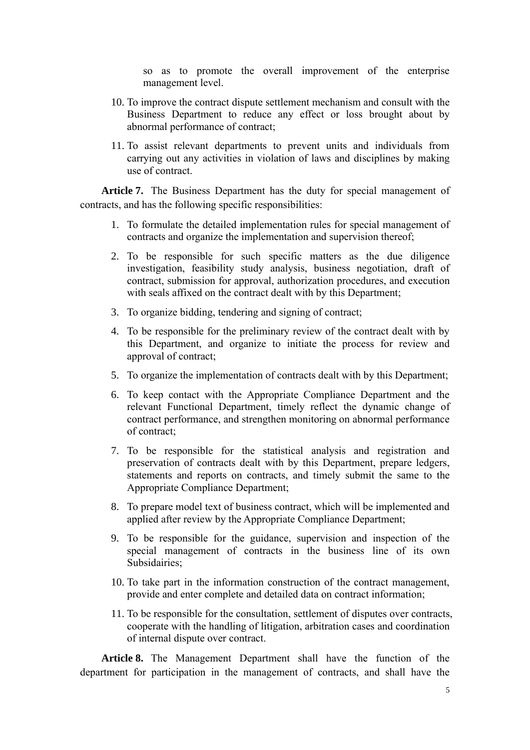so as to promote the overall improvement of the enterprise management level.

10. To improve the contract dispute settlement mechanism and consult with the Business Department to reduce any effect or loss brought about by abnormal performance of contract;
11. To assist relevant departments to prevent units and individuals from carrying out any activities in violation of laws and disciplines by making use of contract.

**Article 7.** The Business Department has the duty for special management of contracts, and has the following specific responsibilities:

1. To formulate the detailed implementation rules for special management of contracts and organize the implementation and supervision thereof;
2. To be responsible for such specific matters as the due diligence investigation, feasibility study analysis, business negotiation, draft of contract, submission for approval, authorization procedures, and execution with seals affixed on the contract dealt with by this Department;
3. To organize bidding, tendering and signing of contract;
4. To be responsible for the preliminary review of the contract dealt with by this Department, and organize to initiate the process for review and approval of contract;
5. To organize the implementation of contracts dealt with by this Department;
6. To keep contact with the Appropriate Compliance Department and the relevant Functional Department, timely reflect the dynamic change of contract performance, and strengthen monitoring on abnormal performance of contract;
7. To be responsible for the statistical analysis and registration and preservation of contracts dealt with by this Department, prepare ledgers, statements and reports on contracts, and timely submit the same to the Appropriate Compliance Department;
8. To prepare model text of business contract, which will be implemented and applied after review by the Appropriate Compliance Department;
9. To be responsible for the guidance, supervision and inspection of the special management of contracts in the business line of its own Subsidairies;
10. To take part in the information construction of the contract management, provide and enter complete and detailed data on contract information;
11. To be responsible for the consultation, settlement of disputes over contracts, cooperate with the handling of litigation, arbitration cases and coordination of internal dispute over contract.

**Article 8.** The Management Department shall have the function of the department for participation in the management of contracts, and shall have the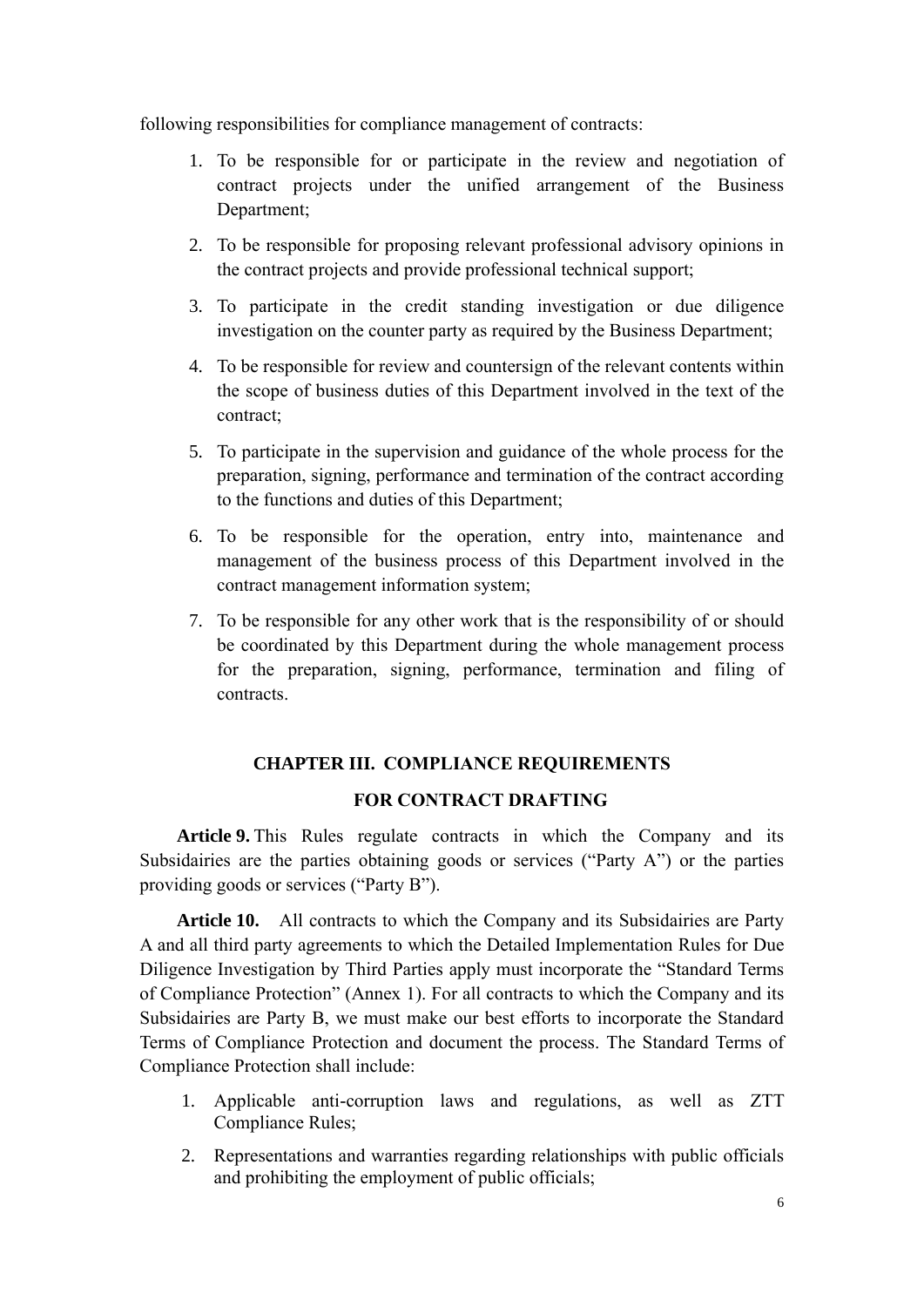following responsibilities for compliance management of contracts:

1. To be responsible for or participate in the review and negotiation of contract projects under the unified arrangement of the Business Department;
2. To be responsible for proposing relevant professional advisory opinions in the contract projects and provide professional technical support;
3. To participate in the credit standing investigation or due diligence investigation on the counter party as required by the Business Department;
4. To be responsible for review and countersign of the relevant contents within the scope of business duties of this Department involved in the text of the contract;
5. To participate in the supervision and guidance of the whole process for the preparation, signing, performance and termination of the contract according to the functions and duties of this Department;
6. To be responsible for the operation, entry into, maintenance and management of the business process of this Department involved in the contract management information system;
7. To be responsible for any other work that is the responsibility of or should be coordinated by this Department during the whole management process for the preparation, signing, performance, termination and filing of contracts.

## CHAPTER III. COMPLIANCE REQUIREMENTS FOR CONTRACT DRAFTING

**Article 9.** This Rules regulate contracts in which the Company and its Subsidairies are the parties obtaining goods or services ("Party A") or the parties providing goods or services ("Party B").

**Article 10.** All contracts to which the Company and its Subsidairies are Party A and all third party agreements to which the Detailed Implementation Rules for Due Diligence Investigation by Third Parties apply must incorporate the "Standard Terms of Compliance Protection" (Annex 1). For all contracts to which the Company and its Subsidairies are Party B, we must make our best efforts to incorporate the Standard Terms of Compliance Protection and document the process. The Standard Terms of Compliance Protection shall include:

1. Applicable anti-corruption laws and regulations, as well as ZTT Compliance Rules;
2. Representations and warranties regarding relationships with public officials and prohibiting the employment of public officials;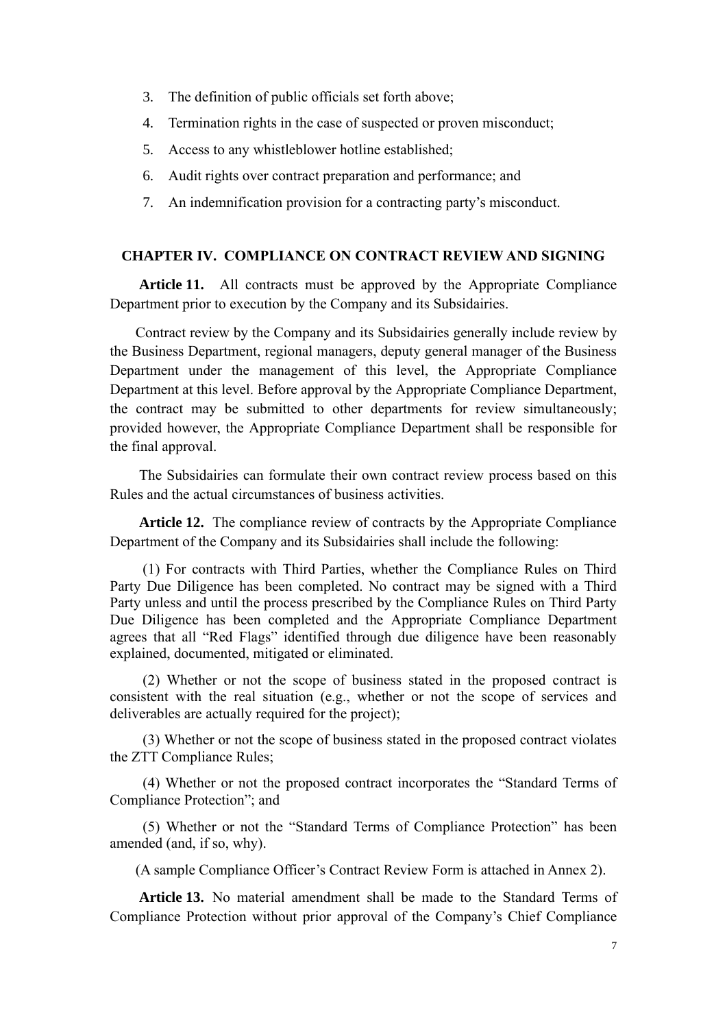3. The definition of public officials set forth above;
4. Termination rights in the case of suspected or proven misconduct;
5. Access to any whistleblower hotline established;
6. Audit rights over contract preparation and performance; and
7. An indemnification provision for a contracting party's misconduct.

## CHAPTER IV. COMPLIANCE ON CONTRACT REVIEW AND SIGNING

**Article 11.** All contracts must be approved by the Appropriate Compliance Department prior to execution by the Company and its Subsidairies.

Contract review by the Company and its Subsidairies generally include review by the Business Department, regional managers, deputy general manager of the Business Department under the management of this level, the Appropriate Compliance Department at this level. Before approval by the Appropriate Compliance Department, the contract may be submitted to other departments for review simultaneously; provided however, the Appropriate Compliance Department shall be responsible for the final approval.

The Subsidairies can formulate their own contract review process based on this Rules and the actual circumstances of business activities.

**Article 12.** The compliance review of contracts by the Appropriate Compliance Department of the Company and its Subsidairies shall include the following:

(1) For contracts with Third Parties, whether the Compliance Rules on Third Party Due Diligence has been completed. No contract may be signed with a Third Party unless and until the process prescribed by the Compliance Rules on Third Party Due Diligence has been completed and the Appropriate Compliance Department agrees that all "Red Flags" identified through due diligence have been reasonably explained, documented, mitigated or eliminated.

(2) Whether or not the scope of business stated in the proposed contract is consistent with the real situation (e.g., whether or not the scope of services and deliverables are actually required for the project);

(3) Whether or not the scope of business stated in the proposed contract violates the ZTT Compliance Rules;

(4) Whether or not the proposed contract incorporates the "Standard Terms of Compliance Protection"; and

(5) Whether or not the "Standard Terms of Compliance Protection" has been amended (and, if so, why).

(A sample Compliance Officer's Contract Review Form is attached in Annex 2).

**Article 13.** No material amendment shall be made to the Standard Terms of Compliance Protection without prior approval of the Company's Chief Compliance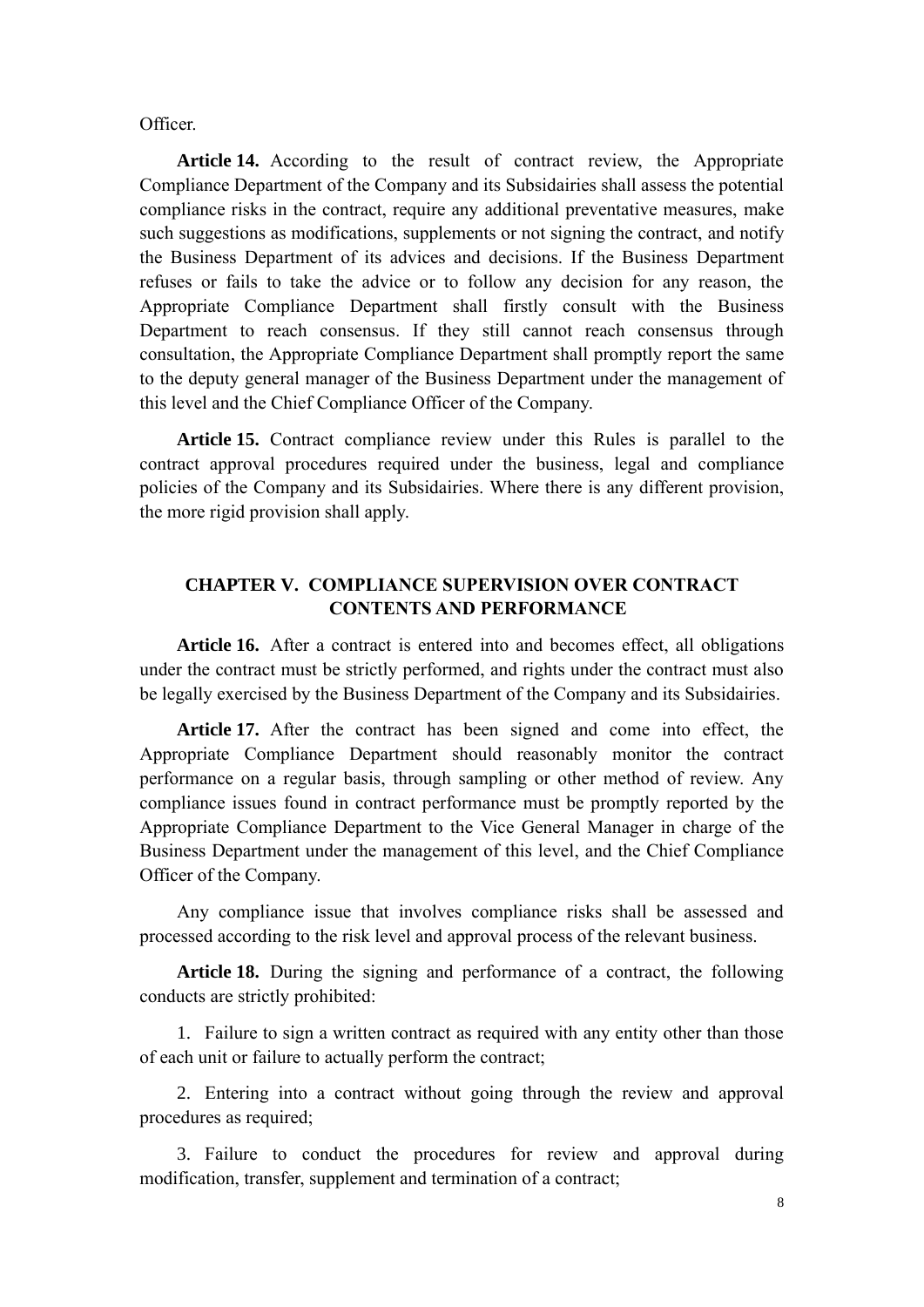Officer.

**Article 14.** According to the result of contract review, the Appropriate Compliance Department of the Company and its Subsidairies shall assess the potential compliance risks in the contract, require any additional preventative measures, make such suggestions as modifications, supplements or not signing the contract, and notify the Business Department of its advices and decisions. If the Business Department refuses or fails to take the advice or to follow any decision for any reason, the Appropriate Compliance Department shall firstly consult with the Business Department to reach consensus. If they still cannot reach consensus through consultation, the Appropriate Compliance Department shall promptly report the same to the deputy general manager of the Business Department under the management of this level and the Chief Compliance Officer of the Company.

**Article 15.** Contract compliance review under this Rules is parallel to the contract approval procedures required under the business, legal and compliance policies of the Company and its Subsidairies. Where there is any different provision, the more rigid provision shall apply.

## CHAPTER V. COMPLIANCE SUPERVISION OVER CONTRACT CONTENTS AND PERFORMANCE

**Article 16.** After a contract is entered into and becomes effect, all obligations under the contract must be strictly performed, and rights under the contract must also be legally exercised by the Business Department of the Company and its Subsidairies.

**Article 17.** After the contract has been signed and come into effect, the Appropriate Compliance Department should reasonably monitor the contract performance on a regular basis, through sampling or other method of review. Any compliance issues found in contract performance must be promptly reported by the Appropriate Compliance Department to the Vice General Manager in charge of the Business Department under the management of this level, and the Chief Compliance Officer of the Company.

Any compliance issue that involves compliance risks shall be assessed and processed according to the risk level and approval process of the relevant business.

**Article 18.** During the signing and performance of a contract, the following conducts are strictly prohibited:

1. Failure to sign a written contract as required with any entity other than those of each unit or failure to actually perform the contract;

2. Entering into a contract without going through the review and approval procedures as required;

3. Failure to conduct the procedures for review and approval during modification, transfer, supplement and termination of a contract;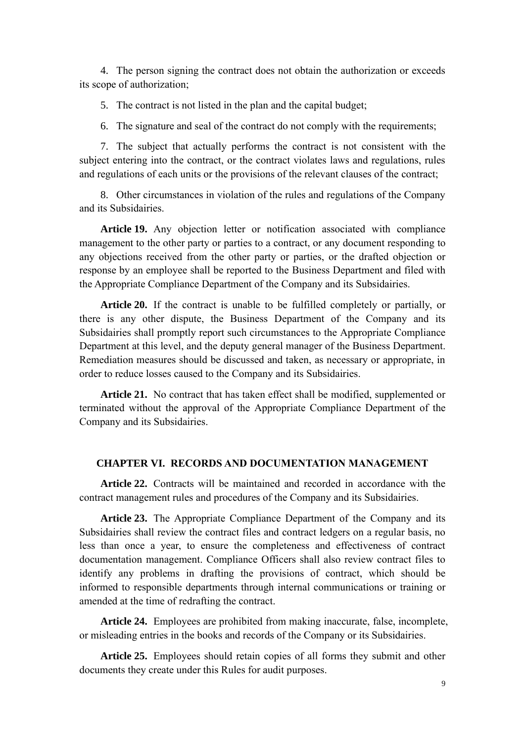4. The person signing the contract does not obtain the authorization or exceeds its scope of authorization;

5. The contract is not listed in the plan and the capital budget;

6. The signature and seal of the contract do not comply with the requirements;

7. The subject that actually performs the contract is not consistent with the subject entering into the contract, or the contract violates laws and regulations, rules and regulations of each units or the provisions of the relevant clauses of the contract;

8. Other circumstances in violation of the rules and regulations of the Company and its Subsidairies.

**Article 19.** Any objection letter or notification associated with compliance management to the other party or parties to a contract, or any document responding to any objections received from the other party or parties, or the drafted objection or response by an employee shall be reported to the Business Department and filed with the Appropriate Compliance Department of the Company and its Subsidairies.

**Article 20.** If the contract is unable to be fulfilled completely or partially, or there is any other dispute, the Business Department of the Company and its Subsidairies shall promptly report such circumstances to the Appropriate Compliance Department at this level, and the deputy general manager of the Business Department. Remediation measures should be discussed and taken, as necessary or appropriate, in order to reduce losses caused to the Company and its Subsidairies.

**Article 21.** No contract that has taken effect shall be modified, supplemented or terminated without the approval of the Appropriate Compliance Department of the Company and its Subsidairies.

## CHAPTER VI. RECORDS AND DOCUMENTATION MANAGEMENT

**Article 22.** Contracts will be maintained and recorded in accordance with the contract management rules and procedures of the Company and its Subsidairies.

**Article 23.** The Appropriate Compliance Department of the Company and its Subsidairies shall review the contract files and contract ledgers on a regular basis, no less than once a year, to ensure the completeness and effectiveness of contract documentation management. Compliance Officers shall also review contract files to identify any problems in drafting the provisions of contract, which should be informed to responsible departments through internal communications or training or amended at the time of redrafting the contract.

**Article 24.** Employees are prohibited from making inaccurate, false, incomplete, or misleading entries in the books and records of the Company or its Subsidairies.

**Article 25.** Employees should retain copies of all forms they submit and other documents they create under this Rules for audit purposes.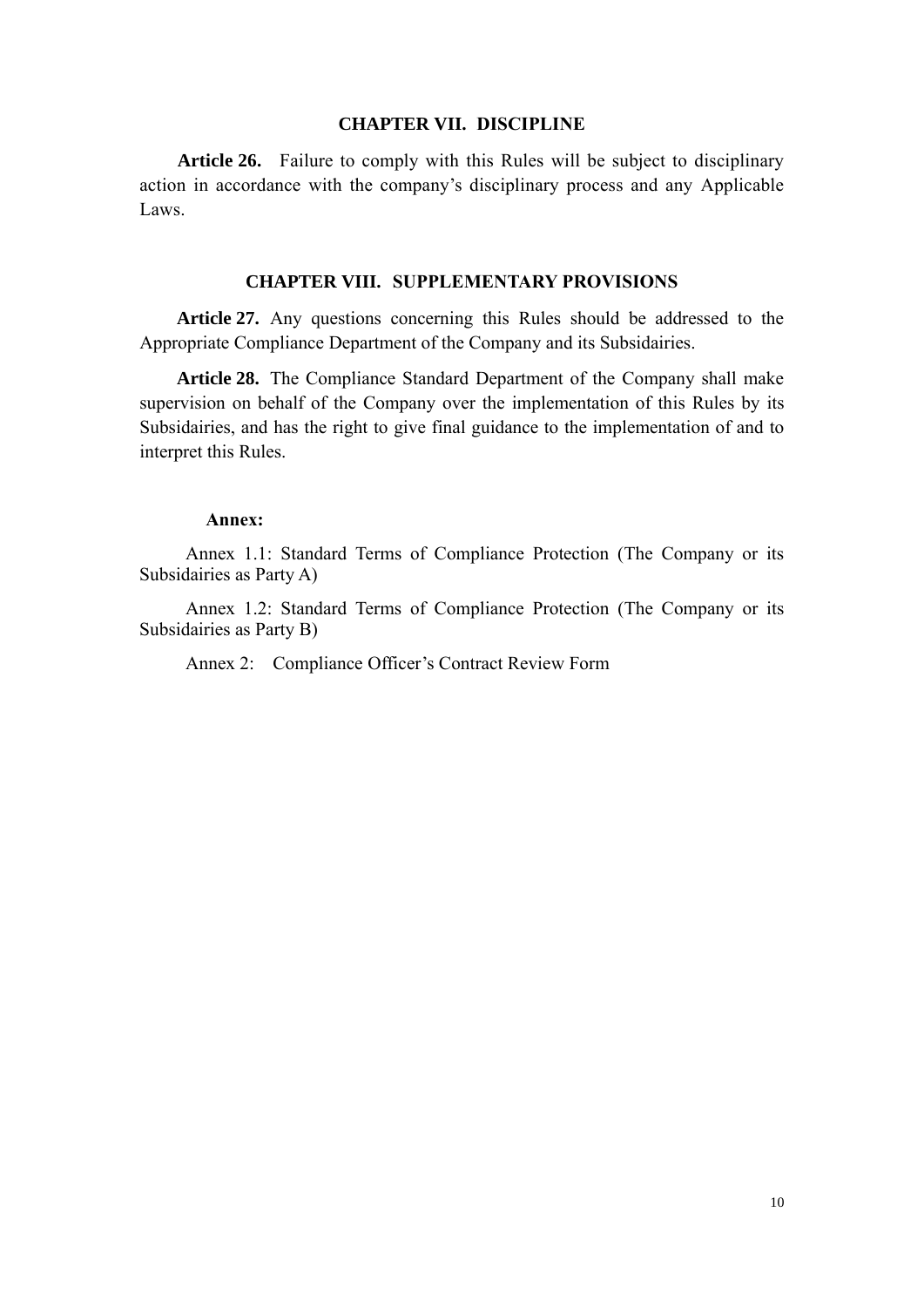## CHAPTER VII. DISCIPLINE

**Article 26.** Failure to comply with this Rules will be subject to disciplinary action in accordance with the company's disciplinary process and any Applicable Laws.

## CHAPTER VIII. SUPPLEMENTARY PROVISIONS

**Article 27.** Any questions concerning this Rules should be addressed to the Appropriate Compliance Department of the Company and its Subsidairies.

**Article 28.** The Compliance Standard Department of the Company shall make supervision on behalf of the Company over the implementation of this Rules by its Subsidairies, and has the right to give final guidance to the implementation of and to interpret this Rules.

**Annex:**

Annex 1.1: Standard Terms of Compliance Protection (The Company or its Subsidairies as Party A)

Annex 1.2: Standard Terms of Compliance Protection (The Company or its Subsidairies as Party B)

Annex 2: Compliance Officer's Contract Review Form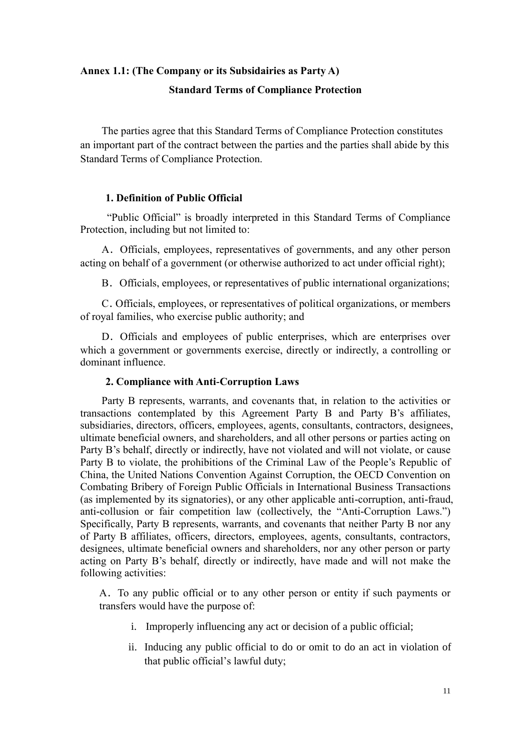**Annex 1.1: (The Company or its Subsidairies as Party A)**

**Standard Terms of Compliance Protection**

The parties agree that this Standard Terms of Compliance Protection constitutes an important part of the contract between the parties and the parties shall abide by this Standard Terms of Compliance Protection.

**1. Definition of Public Official**

"Public Official" is broadly interpreted in this Standard Terms of Compliance Protection, including but not limited to:

A．Officials, employees, representatives of governments, and any other person acting on behalf of a government (or otherwise authorized to act under official right);

B．Officials, employees, or representatives of public international organizations;

C．Officials, employees, or representatives of political organizations, or members of royal families, who exercise public authority; and

D．Officials and employees of public enterprises, which are enterprises over which a government or governments exercise, directly or indirectly, a controlling or dominant influence.

**2. Compliance with Anti-Corruption Laws**

Party B represents, warrants, and covenants that, in relation to the activities or transactions contemplated by this Agreement Party B and Party B's affiliates, subsidiaries, directors, officers, employees, agents, consultants, contractors, designees, ultimate beneficial owners, and shareholders, and all other persons or parties acting on Party B's behalf, directly or indirectly, have not violated and will not violate, or cause Party B to violate, the prohibitions of the Criminal Law of the People's Republic of China, the United Nations Convention Against Corruption, the OECD Convention on Combating Bribery of Foreign Public Officials in International Business Transactions (as implemented by its signatories), or any other applicable anti-corruption, anti-fraud, anti-collusion or fair competition law (collectively, the "Anti-Corruption Laws.") Specifically, Party B represents, warrants, and covenants that neither Party B nor any of Party B affiliates, officers, directors, employees, agents, consultants, contractors, designees, ultimate beneficial owners and shareholders, nor any other person or party acting on Party B's behalf, directly or indirectly, have made and will not make the following activities:

A．To any public official or to any other person or entity if such payments or transfers would have the purpose of:

i. Improperly influencing any act or decision of a public official;

ii. Inducing any public official to do or omit to do an act in violation of that public official's lawful duty;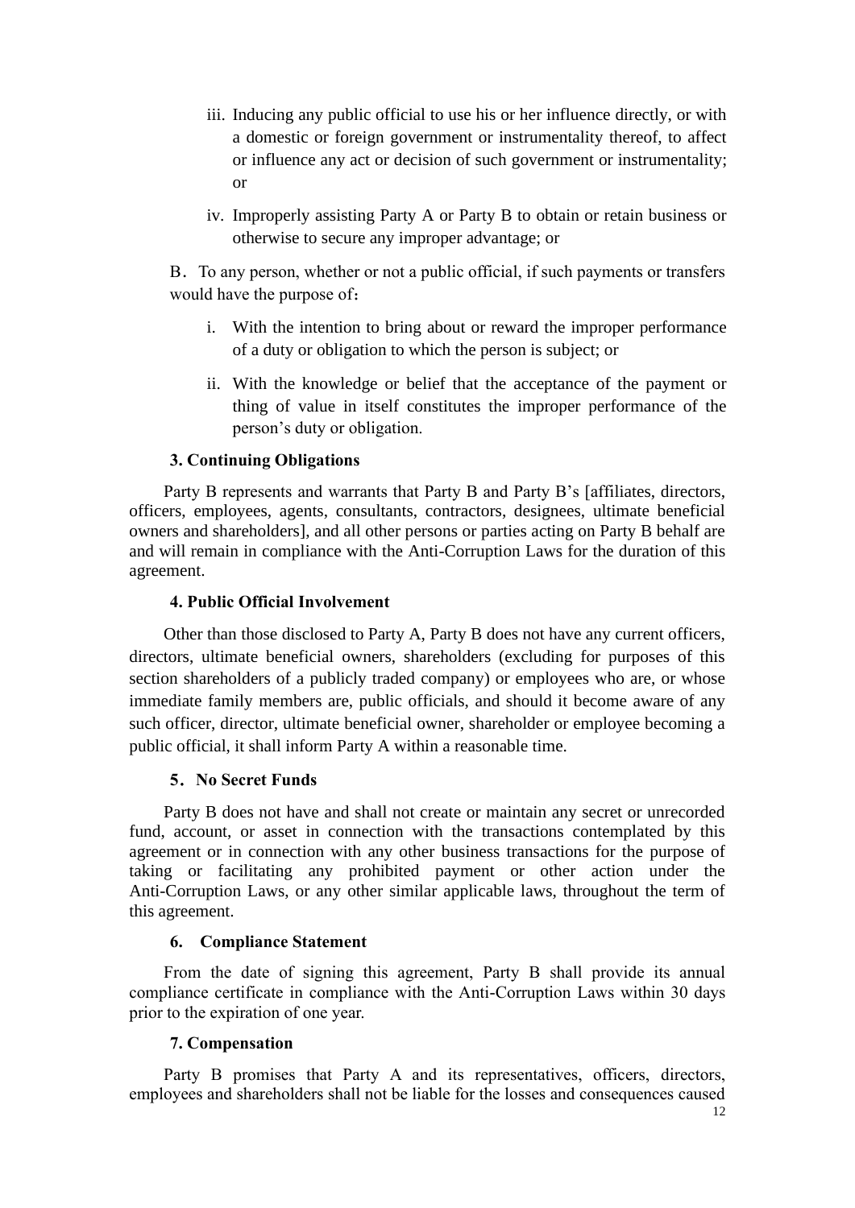iii. Inducing any public official to use his or her influence directly, or with a domestic or foreign government or instrumentality thereof, to affect or influence any act or decision of such government or instrumentality; or

iv. Improperly assisting Party A or Party B to obtain or retain business or otherwise to secure any improper advantage; or

B．To any person, whether or not a public official, if such payments or transfers would have the purpose of：

i. With the intention to bring about or reward the improper performance of a duty or obligation to which the person is subject; or

ii. With the knowledge or belief that the acceptance of the payment or thing of value in itself constitutes the improper performance of the person's duty or obligation.

**3. Continuing Obligations**

Party B represents and warrants that Party B and Party B's [affiliates, directors, officers, employees, agents, consultants, contractors, designees, ultimate beneficial owners and shareholders], and all other persons or parties acting on Party B behalf are and will remain in compliance with the Anti-Corruption Laws for the duration of this agreement.

**4. Public Official Involvement**

Other than those disclosed to Party A, Party B does not have any current officers, directors, ultimate beneficial owners, shareholders (excluding for purposes of this section shareholders of a publicly traded company) or employees who are, or whose immediate family members are, public officials, and should it become aware of any such officer, director, ultimate beneficial owner, shareholder or employee becoming a public official, it shall inform Party A within a reasonable time.

**5．No Secret Funds**

Party B does not have and shall not create or maintain any secret or unrecorded fund, account, or asset in connection with the transactions contemplated by this agreement or in connection with any other business transactions for the purpose of taking or facilitating any prohibited payment or other action under the Anti-Corruption Laws, or any other similar applicable laws, throughout the term of this agreement.

**6. Compliance Statement**

From the date of signing this agreement, Party B shall provide its annual compliance certificate in compliance with the Anti-Corruption Laws within 30 days prior to the expiration of one year.

**7. Compensation**

Party B promises that Party A and its representatives, officers, directors, employees and shareholders shall not be liable for the losses and consequences caused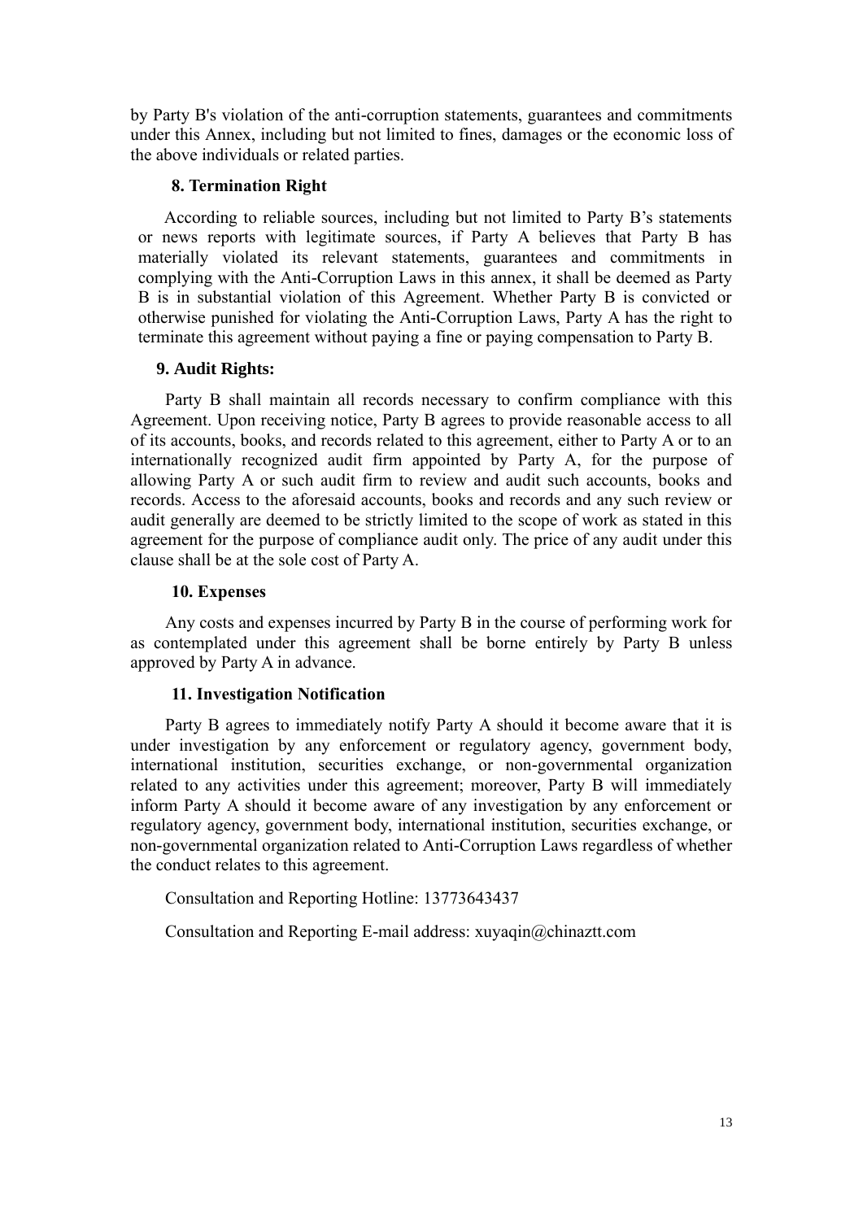by Party B's violation of the anti-corruption statements, guarantees and commitments under this Annex, including but not limited to fines, damages or the economic loss of the above individuals or related parties.

**8. Termination Right**

According to reliable sources, including but not limited to Party B's statements or news reports with legitimate sources, if Party A believes that Party B has materially violated its relevant statements, guarantees and commitments in complying with the Anti-Corruption Laws in this annex, it shall be deemed as Party B is in substantial violation of this Agreement. Whether Party B is convicted or otherwise punished for violating the Anti-Corruption Laws, Party A has the right to terminate this agreement without paying a fine or paying compensation to Party B.

**9. Audit Rights:**

Party B shall maintain all records necessary to confirm compliance with this Agreement. Upon receiving notice, Party B agrees to provide reasonable access to all of its accounts, books, and records related to this agreement, either to Party A or to an internationally recognized audit firm appointed by Party A, for the purpose of allowing Party A or such audit firm to review and audit such accounts, books and records. Access to the aforesaid accounts, books and records and any such review or audit generally are deemed to be strictly limited to the scope of work as stated in this agreement for the purpose of compliance audit only. The price of any audit under this clause shall be at the sole cost of Party A.

**10. Expenses**

Any costs and expenses incurred by Party B in the course of performing work for as contemplated under this agreement shall be borne entirely by Party B unless approved by Party A in advance.

**11. Investigation Notification**

Party B agrees to immediately notify Party A should it become aware that it is under investigation by any enforcement or regulatory agency, government body, international institution, securities exchange, or non-governmental organization related to any activities under this agreement; moreover, Party B will immediately inform Party A should it become aware of any investigation by any enforcement or regulatory agency, government body, international institution, securities exchange, or non-governmental organization related to Anti-Corruption Laws regardless of whether the conduct relates to this agreement.

Consultation and Reporting Hotline: 13773643437

Consultation and Reporting E-mail address: xuyaqin@chinaztt.com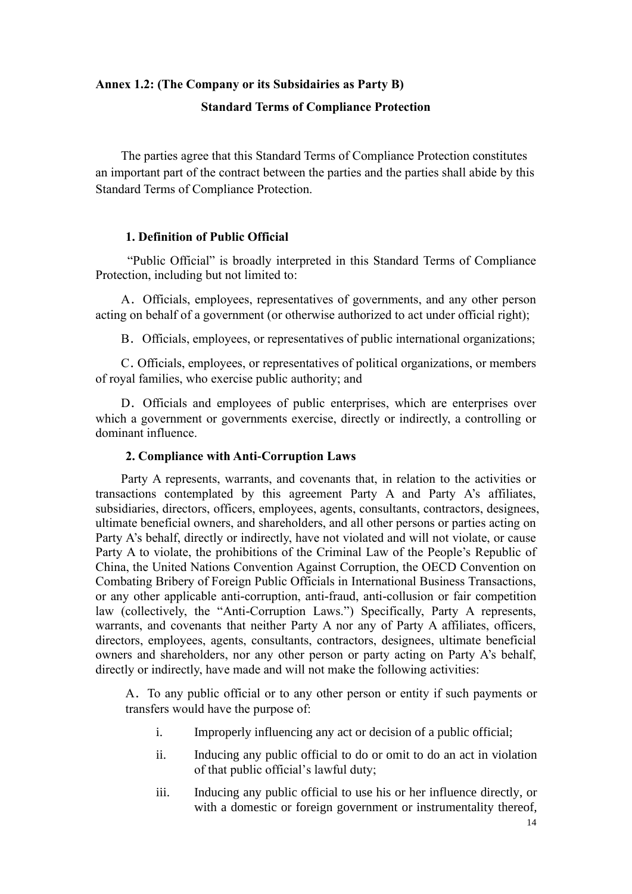**Annex 1.2: (The Company or its Subsidairies as Party B)**

**Standard Terms of Compliance Protection**

The parties agree that this Standard Terms of Compliance Protection constitutes an important part of the contract between the parties and the parties shall abide by this Standard Terms of Compliance Protection.

**1. Definition of Public Official**

"Public Official" is broadly interpreted in this Standard Terms of Compliance Protection, including but not limited to:

A. Officials, employees, representatives of governments, and any other person acting on behalf of a government (or otherwise authorized to act under official right);

B. Officials, employees, or representatives of public international organizations;

C. Officials, employees, or representatives of political organizations, or members of royal families, who exercise public authority; and

D. Officials and employees of public enterprises, which are enterprises over which a government or governments exercise, directly or indirectly, a controlling or dominant influence.

**2. Compliance with Anti-Corruption Laws**

Party A represents, warrants, and covenants that, in relation to the activities or transactions contemplated by this agreement Party A and Party A's affiliates, subsidiaries, directors, officers, employees, agents, consultants, contractors, designees, ultimate beneficial owners, and shareholders, and all other persons or parties acting on Party A's behalf, directly or indirectly, have not violated and will not violate, or cause Party A to violate, the prohibitions of the Criminal Law of the People's Republic of China, the United Nations Convention Against Corruption, the OECD Convention on Combating Bribery of Foreign Public Officials in International Business Transactions, or any other applicable anti-corruption, anti-fraud, anti-collusion or fair competition law (collectively, the "Anti-Corruption Laws.") Specifically, Party A represents, warrants, and covenants that neither Party A nor any of Party A affiliates, officers, directors, employees, agents, consultants, contractors, designees, ultimate beneficial owners and shareholders, nor any other person or party acting on Party A's behalf, directly or indirectly, have made and will not make the following activities:

A. To any public official or to any other person or entity if such payments or transfers would have the purpose of:

i. Improperly influencing any act or decision of a public official;

ii. Inducing any public official to do or omit to do an act in violation of that public official's lawful duty;

iii. Inducing any public official to use his or her influence directly, or with a domestic or foreign government or instrumentality thereof,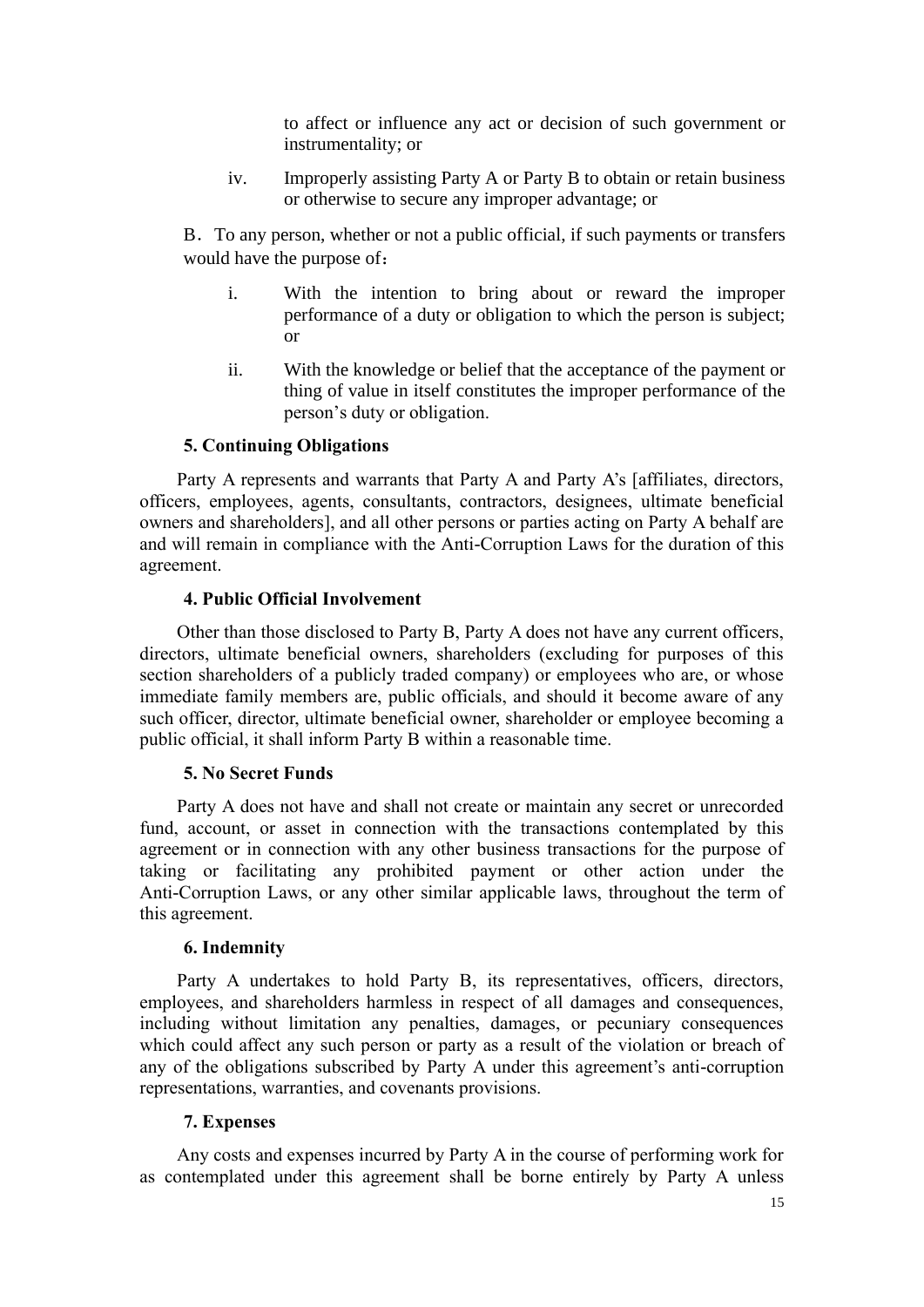to affect or influence any act or decision of such government or instrumentality; or

iv. Improperly assisting Party A or Party B to obtain or retain business or otherwise to secure any improper advantage; or

B．To any person, whether or not a public official, if such payments or transfers would have the purpose of：

i. With the intention to bring about or reward the improper performance of a duty or obligation to which the person is subject; or

ii. With the knowledge or belief that the acceptance of the payment or thing of value in itself constitutes the improper performance of the person's duty or obligation.

**5. Continuing Obligations**

Party A represents and warrants that Party A and Party A's [affiliates, directors, officers, employees, agents, consultants, contractors, designees, ultimate beneficial owners and shareholders], and all other persons or parties acting on Party A behalf are and will remain in compliance with the Anti-Corruption Laws for the duration of this agreement.

**4. Public Official Involvement**

Other than those disclosed to Party B, Party A does not have any current officers, directors, ultimate beneficial owners, shareholders (excluding for purposes of this section shareholders of a publicly traded company) or employees who are, or whose immediate family members are, public officials, and should it become aware of any such officer, director, ultimate beneficial owner, shareholder or employee becoming a public official, it shall inform Party B within a reasonable time.

**5. No Secret Funds**

Party A does not have and shall not create or maintain any secret or unrecorded fund, account, or asset in connection with the transactions contemplated by this agreement or in connection with any other business transactions for the purpose of taking or facilitating any prohibited payment or other action under the Anti-Corruption Laws, or any other similar applicable laws, throughout the term of this agreement.

**6. Indemnity**

Party A undertakes to hold Party B, its representatives, officers, directors, employees, and shareholders harmless in respect of all damages and consequences, including without limitation any penalties, damages, or pecuniary consequences which could affect any such person or party as a result of the violation or breach of any of the obligations subscribed by Party A under this agreement's anti-corruption representations, warranties, and covenants provisions.

**7. Expenses**

Any costs and expenses incurred by Party A in the course of performing work for as contemplated under this agreement shall be borne entirely by Party A unless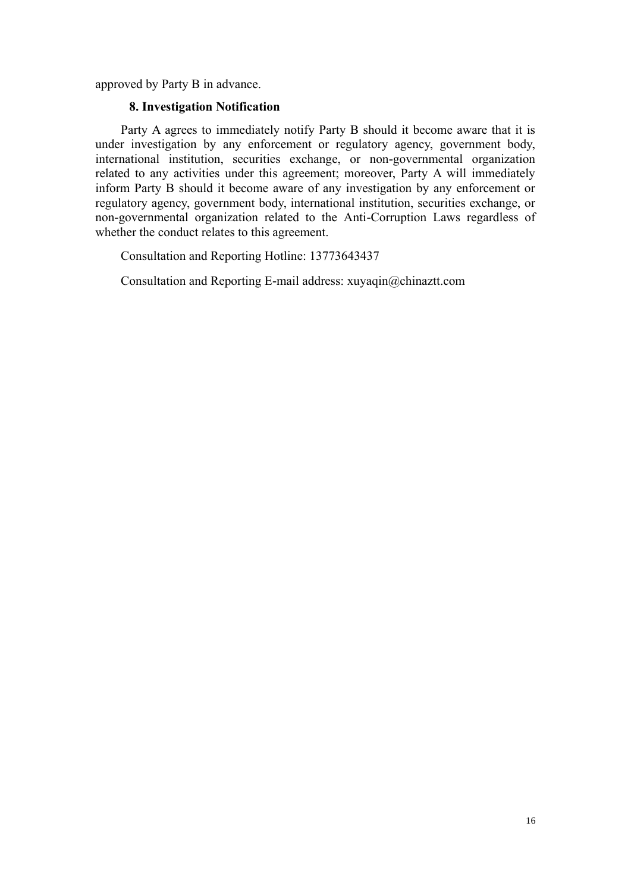approved by Party B in advance.

**8. Investigation Notification**

Party A agrees to immediately notify Party B should it become aware that it is under investigation by any enforcement or regulatory agency, government body, international institution, securities exchange, or non-governmental organization related to any activities under this agreement; moreover, Party A will immediately inform Party B should it become aware of any investigation by any enforcement or regulatory agency, government body, international institution, securities exchange, or non-governmental organization related to the Anti-Corruption Laws regardless of whether the conduct relates to this agreement.

Consultation and Reporting Hotline: 13773643437

Consultation and Reporting E-mail address: xuyaqin@chinaztt.com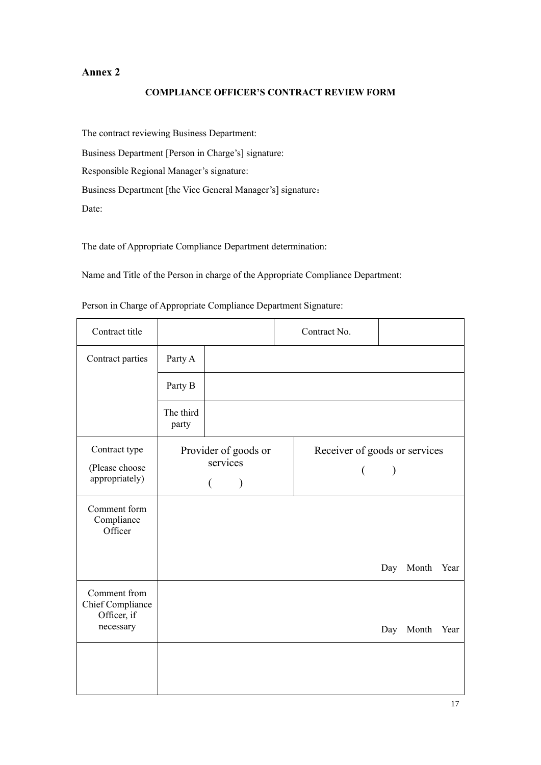**Annex 2**

**COMPLIANCE OFFICER'S CONTRACT REVIEW FORM**

The contract reviewing Business Department:

Business Department [Person in Charge's] signature:

Responsible Regional Manager's signature:

Business Department [the Vice General Manager's] signature：

Date:

The date of Appropriate Compliance Department determination:

Name and Title of the Person in charge of the Appropriate Compliance Department:

Person in Charge of Appropriate Compliance Department Signature:

| Contract title | | | Contract No. | |
|---|---|---|---|---|
| Contract parties | Party A | | | |
| | Party B | | | |
| | The third party | | | |
| Contract type (Please choose appropriately) | Provider of goods or services ( ) | | Receiver of goods or services ( ) | |
| Comment form Compliance Officer | Day Month Year | | | |
| Comment from Chief Compliance Officer, if necessary | Day Month Year | | | |
| | | | | |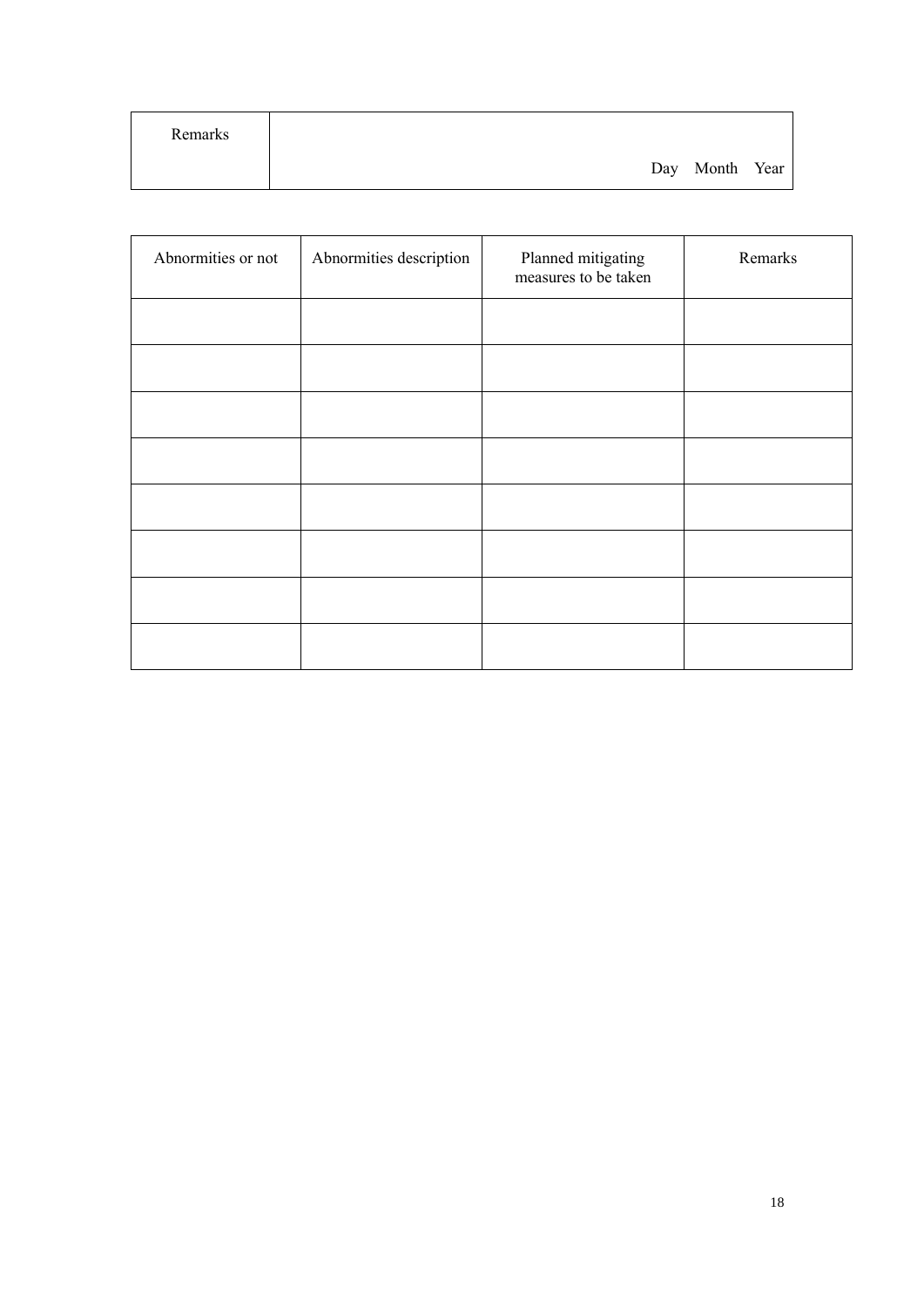| | |
|---|---|
| Remarks | Day Month Year |

| Abnormities or not | Abnormities description | Planned mitigating measures to be taken | Remarks |
|---|---|---|---|
| | | | |
| | | | |
| | | | |
| | | | |
| | | | |
| | | | |
| | | | |
| | | | |